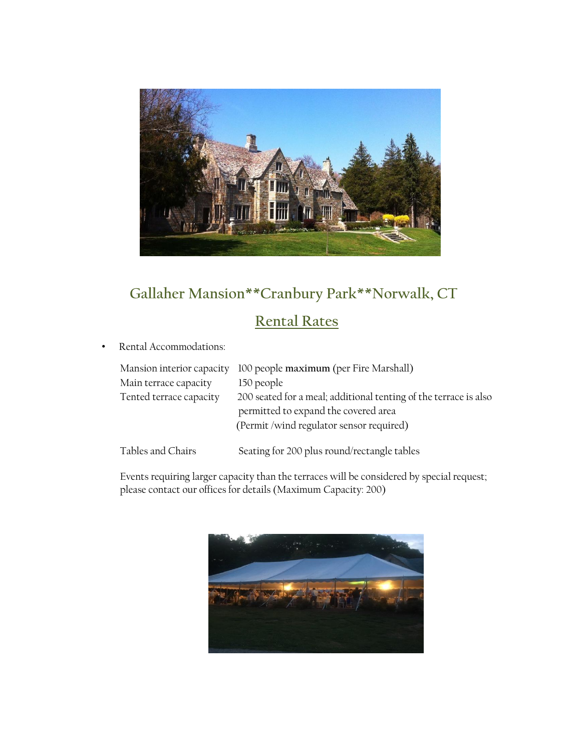## Gallaher Mansion**Cranbury Park**Norwalk, CT

## Rental Rates

- Rental Accommodations:

| | |
|---|---|
| Mansion interior capacity | 100 people **maximum** (per Fire Marshall) |
| Main terrace capacity | 150 people |
| Tented terrace capacity | 200 seated for a meal; additional tenting of the terrace is also permitted to expand the covered area (Permit /wind regulator sensor required) |
| Tables and Chairs | Seating for 200 plus round/rectangle tables |

Events requiring larger capacity than the terraces will be considered by special request; please contact our offices for details (Maximum Capacity: 200)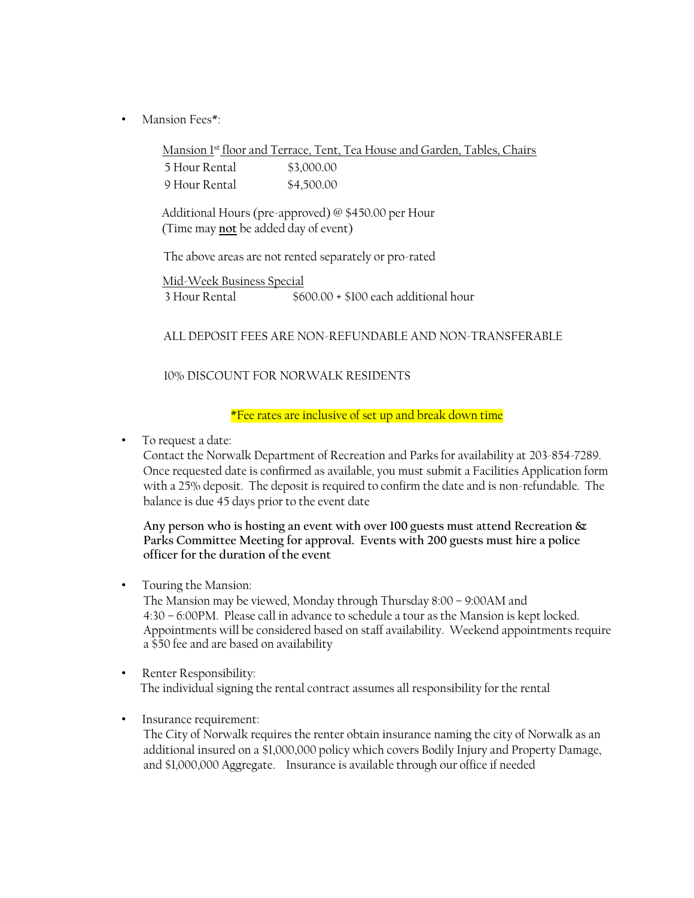- Mansion Fees*:

  Mansion 1st floor and Terrace, Tent, Tea House and Garden, Tables, Chairs

  | | |
  |---|---|
  | 5 Hour Rental | $3,000.00 |
  | 9 Hour Rental | $4,500.00 |

  Additional Hours (pre-approved) @ $450.00 per Hour
  (Time may **not** be added day of event)

  The above areas are not rented separately or pro-rated

  Mid-Week Business Special

  | | |
  |---|---|
  | 3 Hour Rental | $600.00 + $100 each additional hour |

  ALL DEPOSIT FEES ARE NON-REFUNDABLE AND NON-TRANSFERABLE

  10% DISCOUNT FOR NORWALK RESIDENTS

  *Fee rates are inclusive of set up and break down time

- To request a date:
  Contact the Norwalk Department of Recreation and Parks for availability at 203-854-7289. Once requested date is confirmed as available, you must submit a Facilities Application form with a 25% deposit. The deposit is required to confirm the date and is non-refundable. The balance is due 45 days prior to the event date

  **Any person who is hosting an event with over 100 guests must attend Recreation & Parks Committee Meeting for approval. Events with 200 guests must hire a police officer for the duration of the event**

- Touring the Mansion:
  The Mansion may be viewed, Monday through Thursday 8:00 – 9:00AM and 4:30 – 6:00PM. Please call in advance to schedule a tour as the Mansion is kept locked. Appointments will be considered based on staff availability. Weekend appointments require a $50 fee and are based on availability

- Renter Responsibility:
  The individual signing the rental contract assumes all responsibility for the rental

- Insurance requirement:
  The City of Norwalk requires the renter obtain insurance naming the city of Norwalk as an additional insured on a $1,000,000 policy which covers Bodily Injury and Property Damage, and $1,000,000 Aggregate. Insurance is available through our office if needed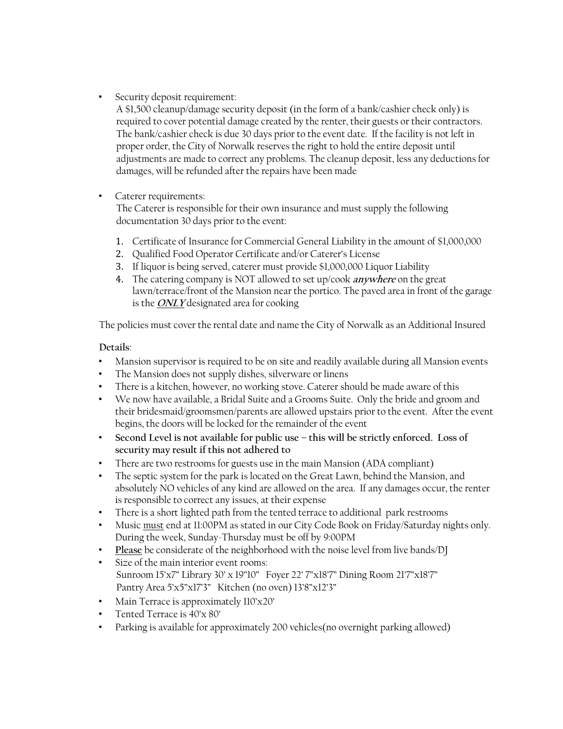- Security deposit requirement:
  A $1,500 cleanup/damage security deposit (in the form of a bank/cashier check only) is required to cover potential damage created by the renter, their guests or their contractors. The bank/cashier check is due 30 days prior to the event date. If the facility is not left in proper order, the City of Norwalk reserves the right to hold the entire deposit until adjustments are made to correct any problems. The cleanup deposit, less any deductions for damages, will be refunded after the repairs have been made

- Caterer requirements:
  The Caterer is responsible for their own insurance and must supply the following documentation 30 days prior to the event:

  1. Certificate of Insurance for Commercial General Liability in the amount of $1,000,000
  2. Qualified Food Operator Certificate and/or Caterer's License
  3. If liquor is being served, caterer must provide $1,000,000 Liquor Liability
  4. The catering company is NOT allowed to set up/cook ***anywhere*** on the great lawn/terrace/front of the Mansion near the portico. The paved area in front of the garage is the ***ONLY*** designated area for cooking

The policies must cover the rental date and name the City of Norwalk as an Additional Insured

**Details**:

- Mansion supervisor is required to be on site and readily available during all Mansion events
- The Mansion does not supply dishes, silverware or linens
- There is a kitchen, however, no working stove. Caterer should be made aware of this
- We now have available, a Bridal Suite and a Grooms Suite. Only the bride and groom and their bridesmaid/groomsmen/parents are allowed upstairs prior to the event. After the event begins, the doors will be locked for the remainder of the event
- **Second Level is not available for public use – this will be strictly enforced. Loss of security may result if this not adhered to**
- There are two restrooms for guests use in the main Mansion (ADA compliant)
- The septic system for the park is located on the Great Lawn, behind the Mansion, and absolutely NO vehicles of any kind are allowed on the area. If any damages occur, the renter is responsible to correct any issues, at their expense
- There is a short lighted path from the tented terrace to additional park restrooms
- Music must end at 11:00PM as stated in our City Code Book on Friday/Saturday nights only. During the week, Sunday-Thursday must be off by 9:00PM
- **Please** be considerate of the neighborhood with the noise level from live bands/DJ
- Size of the main interior event rooms:
  Sunroom 15'x7" Library 30' x 19"10" Foyer 22' 7"x18'7" Dining Room 21'7"x18'7"
  Pantry Area 5'x5"x17'3" Kitchen (no oven) 13'8"x12'3"
- Main Terrace is approximately 110'x20'
- Tented Terrace is 40'x 80'
- Parking is available for approximately 200 vehicles(no overnight parking allowed)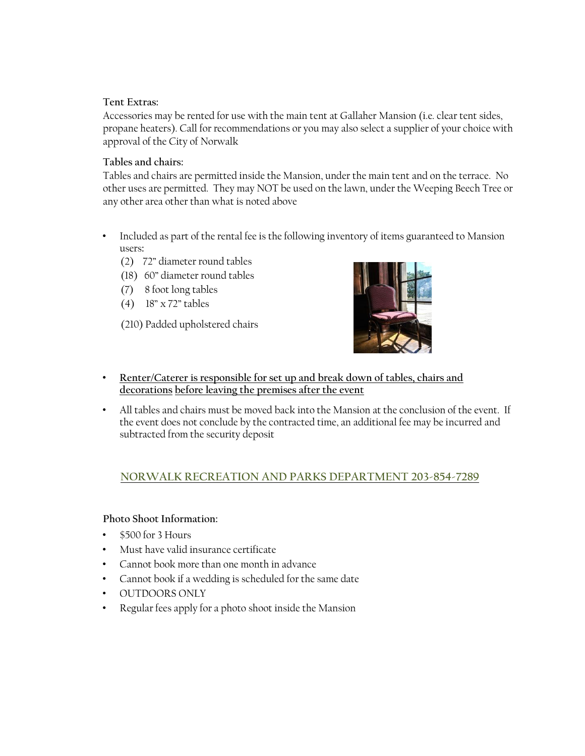**Tent Extras:**

Accessories may be rented for use with the main tent at Gallaher Mansion (i.e. clear tent sides, propane heaters). Call for recommendations or you may also select a supplier of your choice with approval of the City of Norwalk

**Tables and chairs:**

Tables and chairs are permitted inside the Mansion, under the main tent and on the terrace. No other uses are permitted. They may NOT be used on the lawn, under the Weeping Beech Tree or any other area other than what is noted above

- Included as part of the rental fee is the following inventory of items guaranteed to Mansion users:
  - (2) 72" diameter round tables
  - (18) 60" diameter round tables
  - (7) 8 foot long tables
  - (4) 18" x 72" tables
  - (210) Padded upholstered chairs
- **Renter/Caterer is responsible for set up and break down of tables, chairs and decorations before leaving the premises after the event**
- All tables and chairs must be moved back into the Mansion at the conclusion of the event. If the event does not conclude by the contracted time, an additional fee may be incurred and subtracted from the security deposit

NORWALK RECREATION AND PARKS DEPARTMENT 203-854-7289

**Photo Shoot Information:**

- $500 for 3 Hours
- Must have valid insurance certificate
- Cannot book more than one month in advance
- Cannot book if a wedding is scheduled for the same date
- OUTDOORS ONLY
- Regular fees apply for a photo shoot inside the Mansion